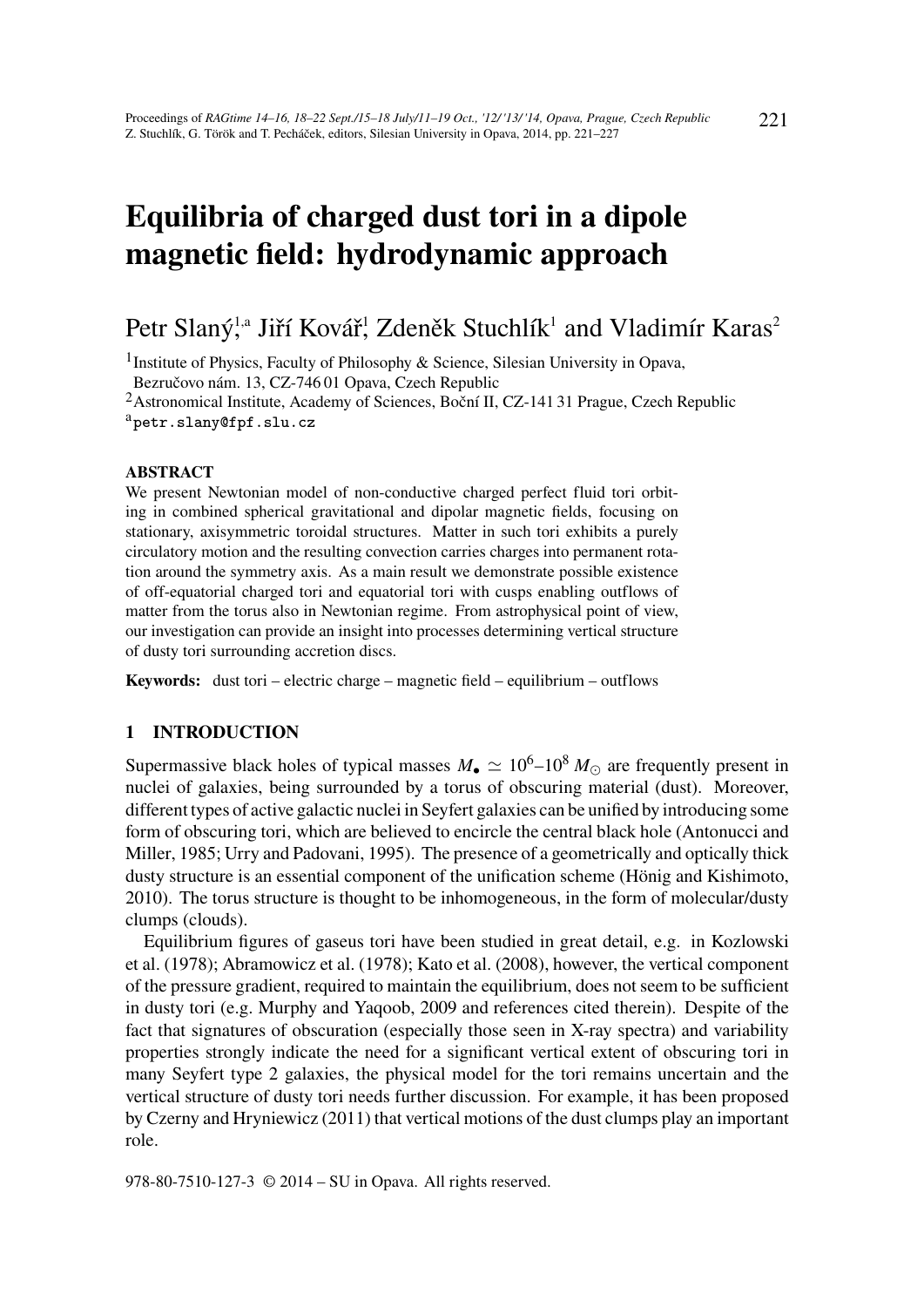# Equilibria of charged dust tori in a dipole magnetic field: hydrodynamic approach

Petr Slaný,[1,a] Jiří Kovář,[1] Zdeněk Stuchlík[1] and Vladimír Karas[2]

[1]Institute of Physics, Faculty of Philosophy & Science, Silesian University in Opava, Bezručovo nám. 13, CZ-746 01 Opava, Czech Republic

[2]Astronomical Institute, Academy of Sciences, Boční II, CZ-141 31 Prague, Czech Republic

[a]petr.slany@fpf.slu.cz

**ABSTRACT**

We present Newtonian model of non-conductive charged perfect fluid tori orbiting in combined spherical gravitational and dipolar magnetic fields, focusing on stationary, axisymmetric toroidal structures. Matter in such tori exhibits a purely circulatory motion and the resulting convection carries charges into permanent rotation around the symmetry axis. As a main result we demonstrate possible existence of off-equatorial charged tori and equatorial tori with cusps enabling outflows of matter from the torus also in Newtonian regime. From astrophysical point of view, our investigation can provide an insight into processes determining vertical structure of dusty tori surrounding accretion discs.

**Keywords:** dust tori – electric charge – magnetic field – equilibrium – outflows

## 1 INTRODUCTION

Supermassive black holes of typical masses $M_{\bullet} \simeq 10^6$–$10^8\,M_{\odot}$ are frequently present in nuclei of galaxies, being surrounded by a torus of obscuring material (dust). Moreover, different types of active galactic nuclei in Seyfert galaxies can be unified by introducing some form of obscuring tori, which are believed to encircle the central black hole (Antonucci and Miller, 1985; Urry and Padovani, 1995). The presence of a geometrically and optically thick dusty structure is an essential component of the unification scheme (Hönig and Kishimoto, 2010). The torus structure is thought to be inhomogeneous, in the form of molecular/dusty clumps (clouds).

Equilibrium figures of gaseus tori have been studied in great detail, e.g. in Kozlowski et al. (1978); Abramowicz et al. (1978); Kato et al. (2008), however, the vertical component of the pressure gradient, required to maintain the equilibrium, does not seem to be sufficient in dusty tori (e.g. Murphy and Yaqoob, 2009 and references cited therein). Despite of the fact that signatures of obscuration (especially those seen in X-ray spectra) and variability properties strongly indicate the need for a significant vertical extent of obscuring tori in many Seyfert type 2 galaxies, the physical model for the tori remains uncertain and the vertical structure of dusty tori needs further discussion. For example, it has been proposed by Czerny and Hryniewicz (2011) that vertical motions of the dust clumps play an important role.

978-80-7510-127-3 © 2014 – SU in Opava. All rights reserved.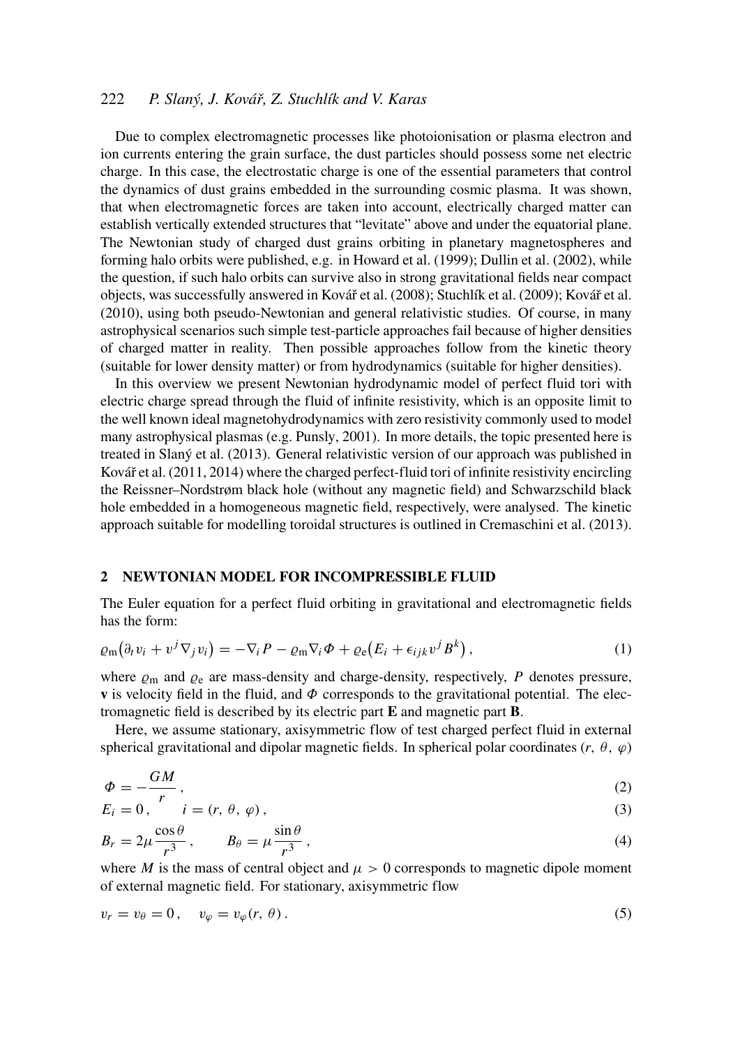Due to complex electromagnetic processes like photoionisation or plasma electron and ion currents entering the grain surface, the dust particles should possess some net electric charge. In this case, the electrostatic charge is one of the essential parameters that control the dynamics of dust grains embedded in the surrounding cosmic plasma. It was shown, that when electromagnetic forces are taken into account, electrically charged matter can establish vertically extended structures that "levitate" above and under the equatorial plane. The Newtonian study of charged dust grains orbiting in planetary magnetospheres and forming halo orbits were published, e.g. in Howard et al. (1999); Dullin et al. (2002), while the question, if such halo orbits can survive also in strong gravitational fields near compact objects, was successfully answered in Kovář et al. (2008); Stuchlík et al. (2009); Kovář et al. (2010), using both pseudo-Newtonian and general relativistic studies. Of course, in many astrophysical scenarios such simple test-particle approaches fail because of higher densities of charged matter in reality. Then possible approaches follow from the kinetic theory (suitable for lower density matter) or from hydrodynamics (suitable for higher densities).

In this overview we present Newtonian hydrodynamic model of perfect fluid tori with electric charge spread through the fluid of infinite resistivity, which is an opposite limit to the well known ideal magnetohydrodynamics with zero resistivity commonly used to model many astrophysical plasmas (e.g. Punsly, 2001). In more details, the topic presented here is treated in Slaný et al. (2013). General relativistic version of our approach was published in Kovář et al. (2011, 2014) where the charged perfect-fluid tori of infinite resistivity encircling the Reissner–Nordstrøm black hole (without any magnetic field) and Schwarzschild black hole embedded in a homogeneous magnetic field, respectively, were analysed. The kinetic approach suitable for modelling toroidal structures is outlined in Cremaschini et al. (2013).

## 2 NEWTONIAN MODEL FOR INCOMPRESSIBLE FLUID

The Euler equation for a perfect fluid orbiting in gravitational and electromagnetic fields has the form:

$$\varrho_{\mathrm{m}}\big(\partial_t v_i + v^j \nabla_j v_i\big) = -\nabla_i P - \varrho_{\mathrm{m}} \nabla_i \Phi + \varrho_{\mathrm{e}}\big(E_i + \epsilon_{ijk} v^j B^k\big)\,, \tag{1}$$

where $\varrho_{\mathrm{m}}$ and $\varrho_{\mathrm{e}}$ are mass-density and charge-density, respectively, $P$ denotes pressure, $\mathbf{v}$ is velocity field in the fluid, and $\Phi$ corresponds to the gravitational potential. The electromagnetic field is described by its electric part $\mathbf{E}$ and magnetic part $\mathbf{B}$.

Here, we assume stationary, axisymmetric flow of test charged perfect fluid in external spherical gravitational and dipolar magnetic fields. In spherical polar coordinates $(r,\ \theta,\ \varphi)$

$$\Phi = -\frac{GM}{r}\,, \tag{2}$$

$$E_i = 0\,, \qquad i = (r,\ \theta,\ \varphi)\,, \tag{3}$$

$$B_r = 2\mu \frac{\cos\theta}{r^3}\,, \qquad B_\theta = \mu \frac{\sin\theta}{r^3}\,, \tag{4}$$

where $M$ is the mass of central object and $\mu > 0$ corresponds to magnetic dipole moment of external magnetic field. For stationary, axisymmetric flow

$$v_r = v_\theta = 0\,, \quad v_\varphi = v_\varphi(r,\ \theta)\,. \tag{5}$$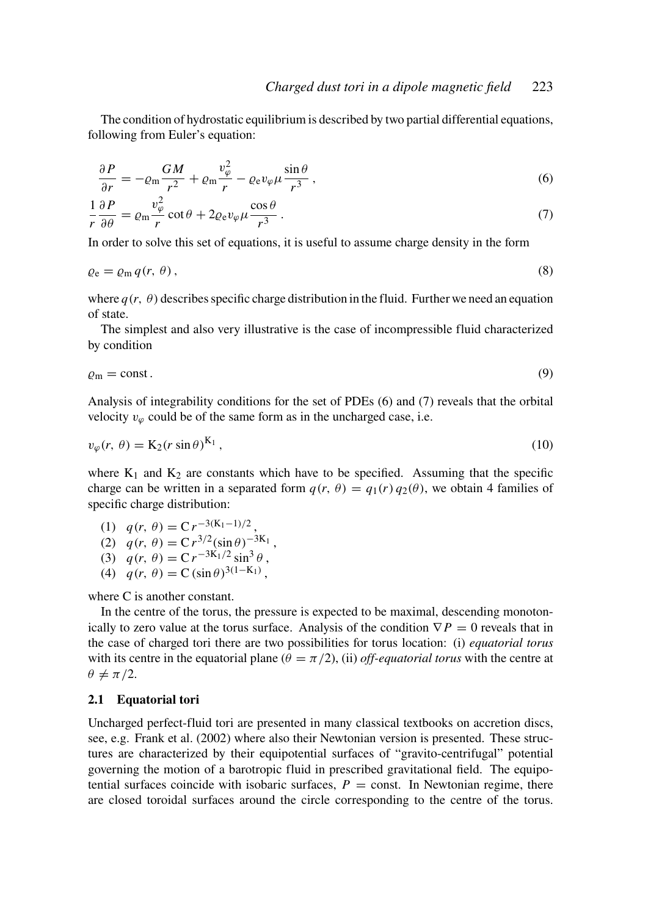The condition of hydrostatic equilibrium is described by two partial differential equations, following from Euler's equation:

$$\frac{\partial P}{\partial r} = -\varrho_{\mathrm{m}} \frac{GM}{r^2} + \varrho_{\mathrm{m}} \frac{v_\varphi^2}{r} - \varrho_{\mathrm{e}} v_\varphi \mu \frac{\sin\theta}{r^3} \,, \tag{6}$$

$$\frac{1}{r}\frac{\partial P}{\partial \theta} = \varrho_{\mathrm{m}} \frac{v_\varphi^2}{r} \cot\theta + 2\varrho_{\mathrm{e}} v_\varphi \mu \frac{\cos\theta}{r^3} \,. \tag{7}$$

In order to solve this set of equations, it is useful to assume charge density in the form

$$\varrho_{\mathrm{e}} = \varrho_{\mathrm{m}}\, q(r,\, \theta) \,, \tag{8}$$

where $q(r,\, \theta)$ describes specific charge distribution in the fluid. Further we need an equation of state.

The simplest and also very illustrative is the case of incompressible fluid characterized by condition

$$\varrho_{\mathrm{m}} = \mathrm{const} \,. \tag{9}$$

Analysis of integrability conditions for the set of PDEs (6) and (7) reveals that the orbital velocity $v_\varphi$ could be of the same form as in the uncharged case, i.e.

$$v_\varphi(r,\, \theta) = \mathrm{K}_2 (r \sin\theta)^{\mathrm{K}_1} \,, \tag{10}$$

where $\mathrm{K}_1$ and $\mathrm{K}_2$ are constants which have to be specified. Assuming that the specific charge can be written in a separated form $q(r,\, \theta) = q_1(r)\, q_2(\theta)$, we obtain 4 families of specific charge distribution:

(1) $q(r,\, \theta) = \mathrm{C}\, r^{-3(\mathrm{K}_1 - 1)/2}$,
(2) $q(r,\, \theta) = \mathrm{C}\, r^{3/2} (\sin\theta)^{-3\mathrm{K}_1}$,
(3) $q(r,\, \theta) = \mathrm{C}\, r^{-3\mathrm{K}_1/2} \sin^3\theta$,
(4) $q(r,\, \theta) = \mathrm{C}\, (\sin\theta)^{3(1-\mathrm{K}_1)}$,

where C is another constant.

In the centre of the torus, the pressure is expected to be maximal, descending monotonically to zero value at the torus surface. Analysis of the condition $\nabla P = 0$ reveals that in the case of charged tori there are two possibilities for torus location: (i) *equatorial torus* with its centre in the equatorial plane ($\theta = \pi/2$), (ii) *off-equatorial torus* with the centre at $\theta \neq \pi/2$.

### 2.1 Equatorial tori

Uncharged perfect-fluid tori are presented in many classical textbooks on accretion discs, see, e.g. Frank et al. (2002) where also their Newtonian version is presented. These structures are characterized by their equipotential surfaces of "gravito-centrifugal" potential governing the motion of a barotropic fluid in prescribed gravitational field. The equipotential surfaces coincide with isobaric surfaces, $P = \mathrm{const}$. In Newtonian regime, there are closed toroidal surfaces around the circle corresponding to the centre of the torus.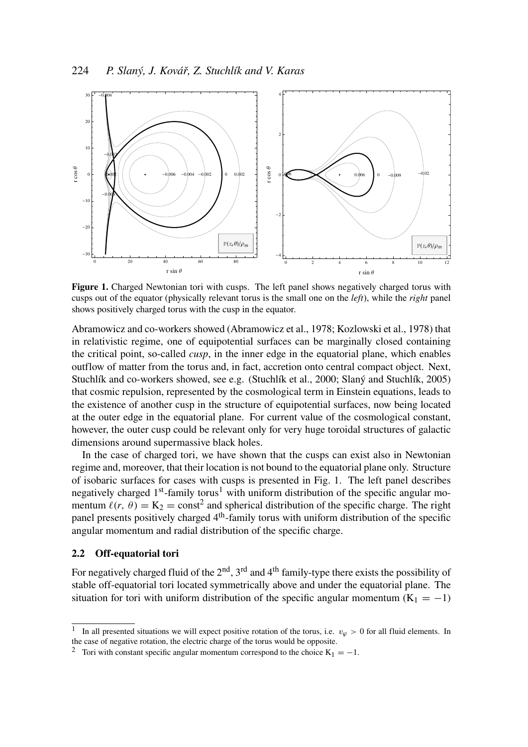**Figure 1.** Charged Newtonian tori with cusps. The left panel shows negatively charged torus with cusps out of the equator (physically relevant torus is the small one on the *left*), while the *right* panel shows positively charged torus with the cusp in the equator.

Abramowicz and co-workers showed (Abramowicz et al., 1978; Kozlowski et al., 1978) that in relativistic regime, one of equipotential surfaces can be marginally closed containing the critical point, so-called *cusp*, in the inner edge in the equatorial plane, which enables outflow of matter from the torus and, in fact, accretion onto central compact object. Next, Stuchlík and co-workers showed, see e.g. (Stuchlík et al., 2000; Slaný and Stuchlík, 2005) that cosmic repulsion, represented by the cosmological term in Einstein equations, leads to the existence of another cusp in the structure of equipotential surfaces, now being located at the outer edge in the equatorial plane. For current value of the cosmological constant, however, the outer cusp could be relevant only for very huge toroidal structures of galactic dimensions around supermassive black holes.

In the case of charged tori, we have shown that the cusps can exist also in Newtonian regime and, moreover, that their location is not bound to the equatorial plane only. Structure of isobaric surfaces for cases with cusps is presented in Fig. 1. The left panel describes negatively charged 1st-family torus[1] with uniform distribution of the specific angular momentum $\ell(r, \theta) = \mathrm{K}_2 = \mathrm{const}$[2] and spherical distribution of the specific charge. The right panel presents positively charged 4th-family torus with uniform distribution of the specific angular momentum and radial distribution of the specific charge.

### 2.2 Off-equatorial tori

For negatively charged fluid of the 2nd, 3rd and 4th family-type there exists the possibility of stable off-equatorial tori located symmetrically above and under the equatorial plane. The situation for tori with uniform distribution of the specific angular momentum ($\mathrm{K}_1 = -1$)

---

[1] In all presented situations we will expect positive rotation of the torus, i.e. $v_\varphi > 0$ for all fluid elements. In the case of negative rotation, the electric charge of the torus would be opposite.

[2] Tori with constant specific angular momentum correspond to the choice $\mathrm{K}_1 = -1$.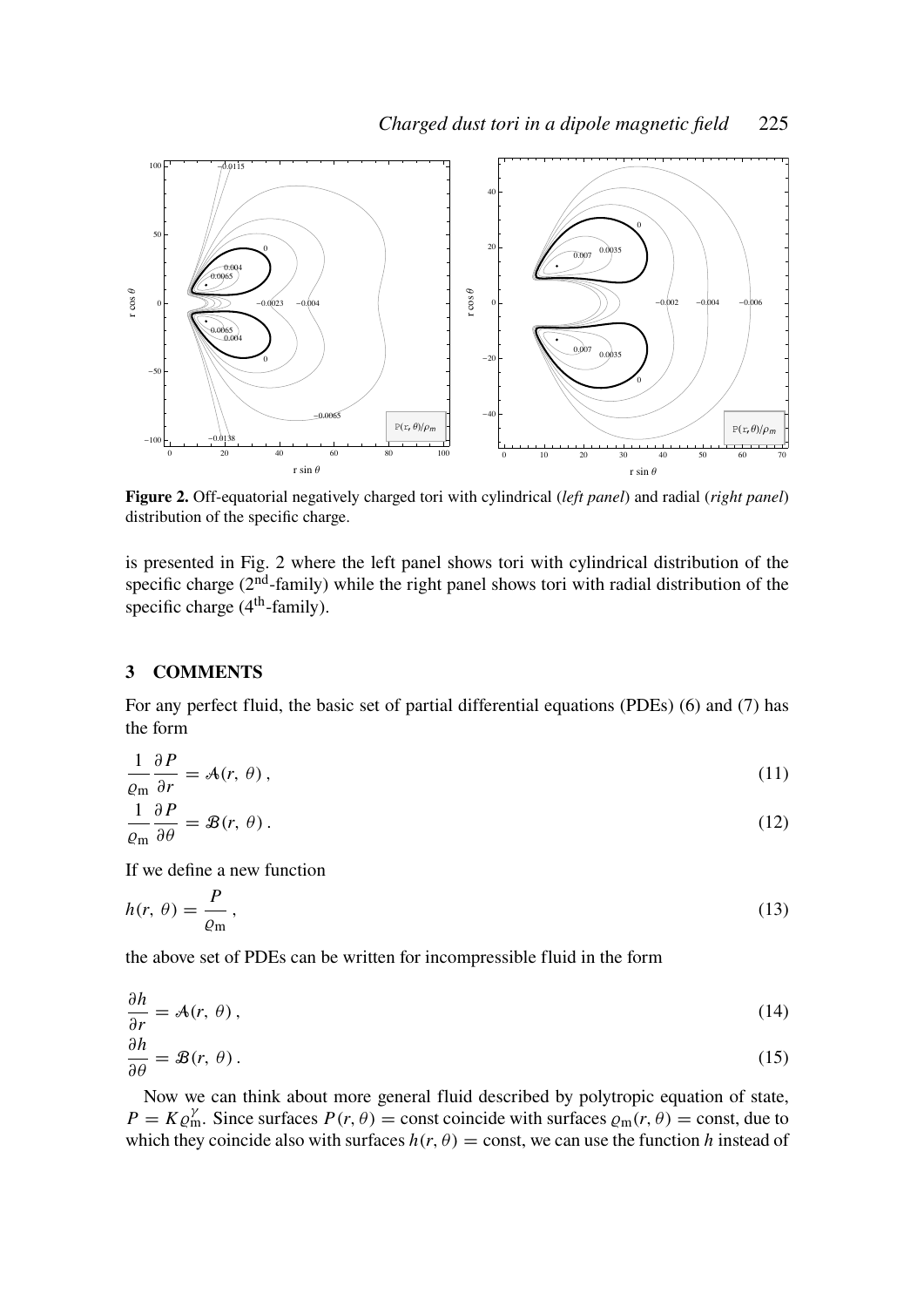**Figure 2.** Off-equatorial negatively charged tori with cylindrical (*left panel*) and radial (*right panel*) distribution of the specific charge.

is presented in Fig. 2 where the left panel shows tori with cylindrical distribution of the specific charge (2nd-family) while the right panel shows tori with radial distribution of the specific charge (4th-family).

## 3 COMMENTS

For any perfect fluid, the basic set of partial differential equations (PDEs) (6) and (7) has the form

$$\frac{1}{\varrho_{\mathrm{m}}} \frac{\partial P}{\partial r} = \mathcal{A}(r,\, \theta)\,, \tag{11}$$

$$\frac{1}{\varrho_{\mathrm{m}}} \frac{\partial P}{\partial \theta} = \mathcal{B}(r,\, \theta)\,. \tag{12}$$

If we define a new function

$$h(r,\, \theta) = \frac{P}{\varrho_{\mathrm{m}}}\,, \tag{13}$$

the above set of PDEs can be written for incompressible fluid in the form

$$\frac{\partial h}{\partial r} = \mathcal{A}(r,\, \theta)\,, \tag{14}$$

$$\frac{\partial h}{\partial \theta} = \mathcal{B}(r,\, \theta)\,. \tag{15}$$

Now we can think about more general fluid described by polytropic equation of state, $P = K\varrho_{\mathrm{m}}^{\gamma}$. Since surfaces $P(r, \theta) = \mathrm{const}$ coincide with surfaces $\varrho_{\mathrm{m}}(r, \theta) = \mathrm{const}$, due to which they coincide also with surfaces $h(r, \theta) = \mathrm{const}$, we can use the function $h$ instead of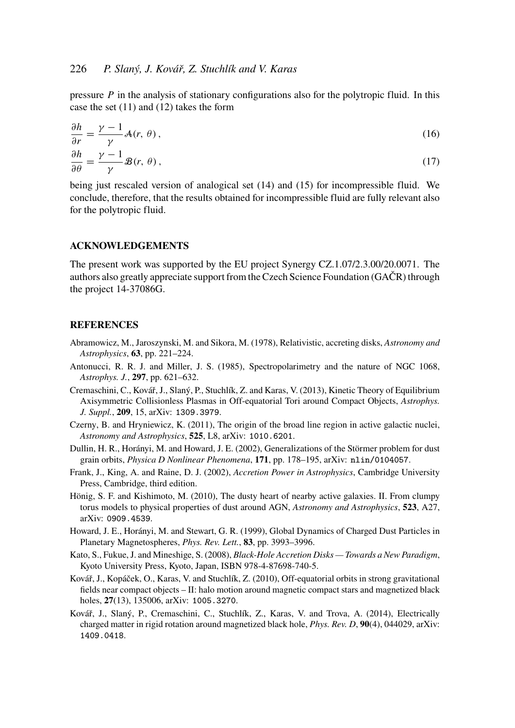pressure $P$ in the analysis of stationary configurations also for the polytropic fluid. In this case the set (11) and (12) takes the form

$$\frac{\partial h}{\partial r} = \frac{\gamma - 1}{\gamma} \mathcal{A}(r, \theta), \tag{16}$$

$$\frac{\partial h}{\partial \theta} = \frac{\gamma - 1}{\gamma} \mathcal{B}(r, \theta), \tag{17}$$

being just rescaled version of analogical set (14) and (15) for incompressible fluid. We conclude, therefore, that the results obtained for incompressible fluid are fully relevant also for the polytropic fluid.

## ACKNOWLEDGEMENTS

The present work was supported by the EU project Synergy CZ.1.07/2.3.00/20.0071. The authors also greatly appreciate support from the Czech Science Foundation (GAČR) through the project 14-37086G.

## REFERENCES

Abramowicz, M., Jaroszynski, M. and Sikora, M. (1978), Relativistic, accreting disks, *Astronomy and Astrophysics*, **63**, pp. 221–224.

Antonucci, R. R. J. and Miller, J. S. (1985), Spectropolarimetry and the nature of NGC 1068, *Astrophys. J.*, **297**, pp. 621–632.

Cremaschini, C., Kovář, J., Slaný, P., Stuchlík, Z. and Karas, V. (2013), Kinetic Theory of Equilibrium Axisymmetric Collisionless Plasmas in Off-equatorial Tori around Compact Objects, *Astrophys. J. Suppl.*, **209**, 15, arXiv: 1309.3979.

Czerny, B. and Hryniewicz, K. (2011), The origin of the broad line region in active galactic nuclei, *Astronomy and Astrophysics*, **525**, L8, arXiv: 1010.6201.

Dullin, H. R., Horányi, M. and Howard, J. E. (2002), Generalizations of the Störmer problem for dust grain orbits, *Physica D Nonlinear Phenomena*, **171**, pp. 178–195, arXiv: nlin/0104057.

Frank, J., King, A. and Raine, D. J. (2002), *Accretion Power in Astrophysics*, Cambridge University Press, Cambridge, third edition.

Hönig, S. F. and Kishimoto, M. (2010), The dusty heart of nearby active galaxies. II. From clumpy torus models to physical properties of dust around AGN, *Astronomy and Astrophysics*, **523**, A27, arXiv: 0909.4539.

Howard, J. E., Horányi, M. and Stewart, G. R. (1999), Global Dynamics of Charged Dust Particles in Planetary Magnetospheres, *Phys. Rev. Lett.*, **83**, pp. 3993–3996.

Kato, S., Fukue, J. and Mineshige, S. (2008), *Black-Hole Accretion Disks — Towards a New Paradigm*, Kyoto University Press, Kyoto, Japan, ISBN 978-4-87698-740-5.

Kovář, J., Kopáček, O., Karas, V. and Stuchlík, Z. (2010), Off-equatorial orbits in strong gravitational fields near compact objects – II: halo motion around magnetic compact stars and magnetized black holes, **27**(13), 135006, arXiv: 1005.3270.

Kovář, J., Slaný, P., Cremaschini, C., Stuchlík, Z., Karas, V. and Trova, A. (2014), Electrically charged matter in rigid rotation around magnetized black hole, *Phys. Rev. D*, **90**(4), 044029, arXiv: 1409.0418.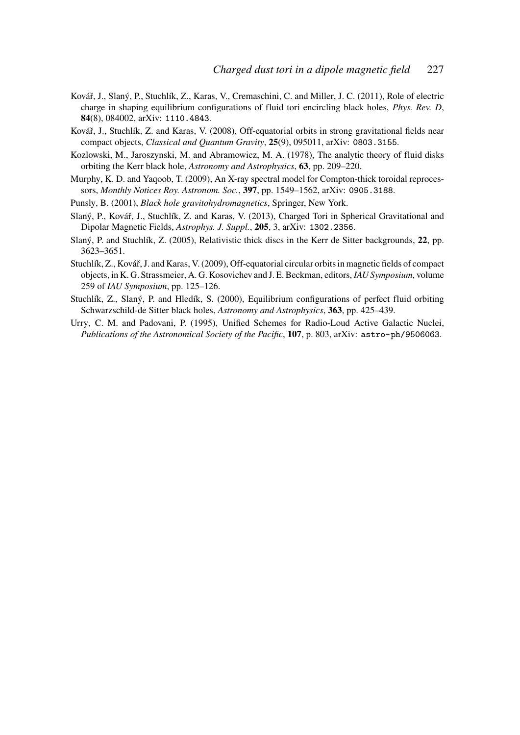Kovář, J., Slaný, P., Stuchlík, Z., Karas, V., Cremaschini, C. and Miller, J. C. (2011), Role of electric charge in shaping equilibrium configurations of fluid tori encircling black holes, *Phys. Rev. D*, **84**(8), 084002, arXiv: 1110.4843.

Kovář, J., Stuchlík, Z. and Karas, V. (2008), Off-equatorial orbits in strong gravitational fields near compact objects, *Classical and Quantum Gravity*, **25**(9), 095011, arXiv: 0803.3155.

Kozlowski, M., Jaroszynski, M. and Abramowicz, M. A. (1978), The analytic theory of fluid disks orbiting the Kerr black hole, *Astronomy and Astrophysics*, **63**, pp. 209–220.

Murphy, K. D. and Yaqoob, T. (2009), An X-ray spectral model for Compton-thick toroidal reprocessors, *Monthly Notices Roy. Astronom. Soc.*, **397**, pp. 1549–1562, arXiv: 0905.3188.

Punsly, B. (2001), *Black hole gravitohydromagnetics*, Springer, New York.

Slaný, P., Kovář, J., Stuchlík, Z. and Karas, V. (2013), Charged Tori in Spherical Gravitational and Dipolar Magnetic Fields, *Astrophys. J. Suppl.*, **205**, 3, arXiv: 1302.2356.

Slaný, P. and Stuchlík, Z. (2005), Relativistic thick discs in the Kerr de Sitter backgrounds, **22**, pp. 3623–3651.

Stuchlík, Z., Kovář, J. and Karas, V. (2009), Off-equatorial circular orbits in magnetic fields of compact objects, in K. G. Strassmeier, A. G. Kosovichev and J. E. Beckman, editors, *IAU Symposium*, volume 259 of *IAU Symposium*, pp. 125–126.

Stuchlík, Z., Slaný, P. and Hledík, S. (2000), Equilibrium configurations of perfect fluid orbiting Schwarzschild-de Sitter black holes, *Astronomy and Astrophysics*, **363**, pp. 425–439.

Urry, C. M. and Padovani, P. (1995), Unified Schemes for Radio-Loud Active Galactic Nuclei, *Publications of the Astronomical Society of the Pacific*, **107**, p. 803, arXiv: astro-ph/9506063.